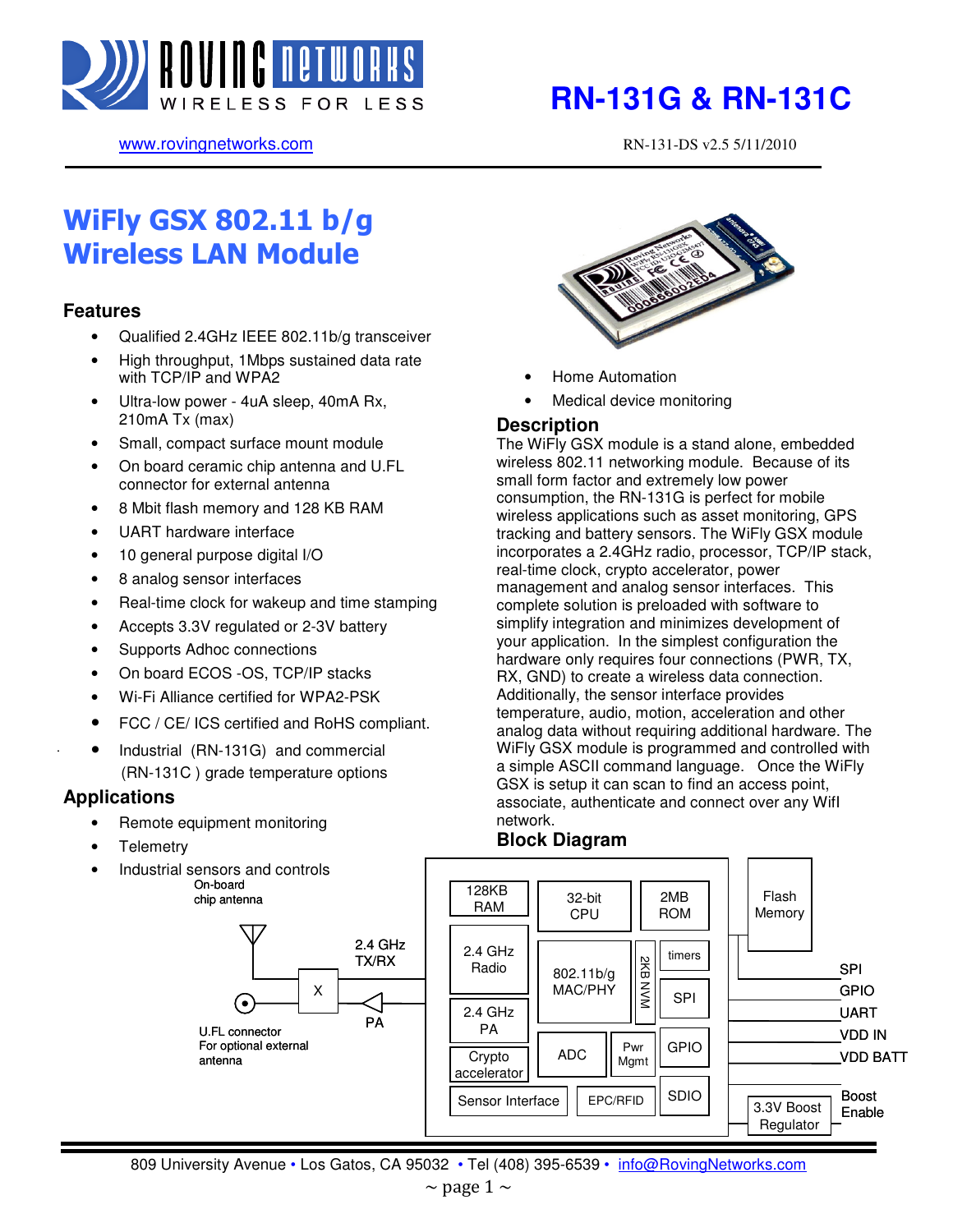# RN-131G & RN-131C

www.rovingnetworks.com RN-131-DS v2.5 5/11/2010

# WiFly GSX 802.11 b/g Wireless LAN Module

## Features

- Qualified 2.4GHz IEEE 802.11b/g transceiver
- High throughput, 1Mbps sustained data rate with TCP/IP and WPA2
- Ultra-low power - 4uA sleep, 40mA Rx, 210mA Tx (max)
- Small, compact surface mount module
- On board ceramic chip antenna and U.FL connector for external antenna
- 8 Mbit flash memory and 128 KB RAM
- UART hardware interface
- 10 general purpose digital I/O
- 8 analog sensor interfaces
- Real-time clock for wakeup and time stamping
- Accepts 3.3V regulated or 2-3V battery
- Supports Adhoc connections
- On board ECOS -OS, TCP/IP stacks
- Wi-Fi Alliance certified for WPA2-PSK
- FCC / CE/ ICS certified and RoHS compliant.
- Industrial (RN-131G) and commercial (RN-131C ) grade temperature options

## Applications

- Remote equipment monitoring
- Telemetry
- Industrial sensors and controls
- Home Automation
- Medical device monitoring

## Description

The WiFly GSX module is a stand alone, embedded wireless 802.11 networking module. Because of its small form factor and extremely low power consumption, the RN-131G is perfect for mobile wireless applications such as asset monitoring, GPS tracking and battery sensors. The WiFly GSX module incorporates a 2.4GHz radio, processor, TCP/IP stack, real-time clock, crypto accelerator, power management and analog sensor interfaces. This complete solution is preloaded with software to simplify integration and minimizes development of your application. In the simplest configuration the hardware only requires four connections (PWR, TX, RX, GND) to create a wireless data connection. Additionally, the sensor interface provides temperature, audio, motion, acceleration and other analog data without requiring additional hardware. The WiFly GSX module is programmed and controlled with a simple ASCII command language. Once the WiFly GSX is setup it can scan to find an access point, associate, authenticate and connect over any WifI network.

## Block Diagram

On-board chip antenna — 2.4 GHz TX/RX — X — PA — U.FL connector For optional external antenna

Module blocks: 128KB RAM, 32-bit CPU, 2MB ROM, 2.4 GHz Radio, 802.11b/g MAC/PHY, 2KB NVM, timers, SPI, 2.4 GHz PA, Crypto accelerator, ADC, Pwr Mgmt, GPIO, Sensor Interface, EPC/RFID, SDIO, Flash Memory, 3.3V Boost Regulator

External connections: SPI, GPIO, UART, VDD IN, VDD BATT, Boost Enable

809 University Avenue • Los Gatos, CA 95032 • Tel (408) 395-6539 • info@RovingNetworks.com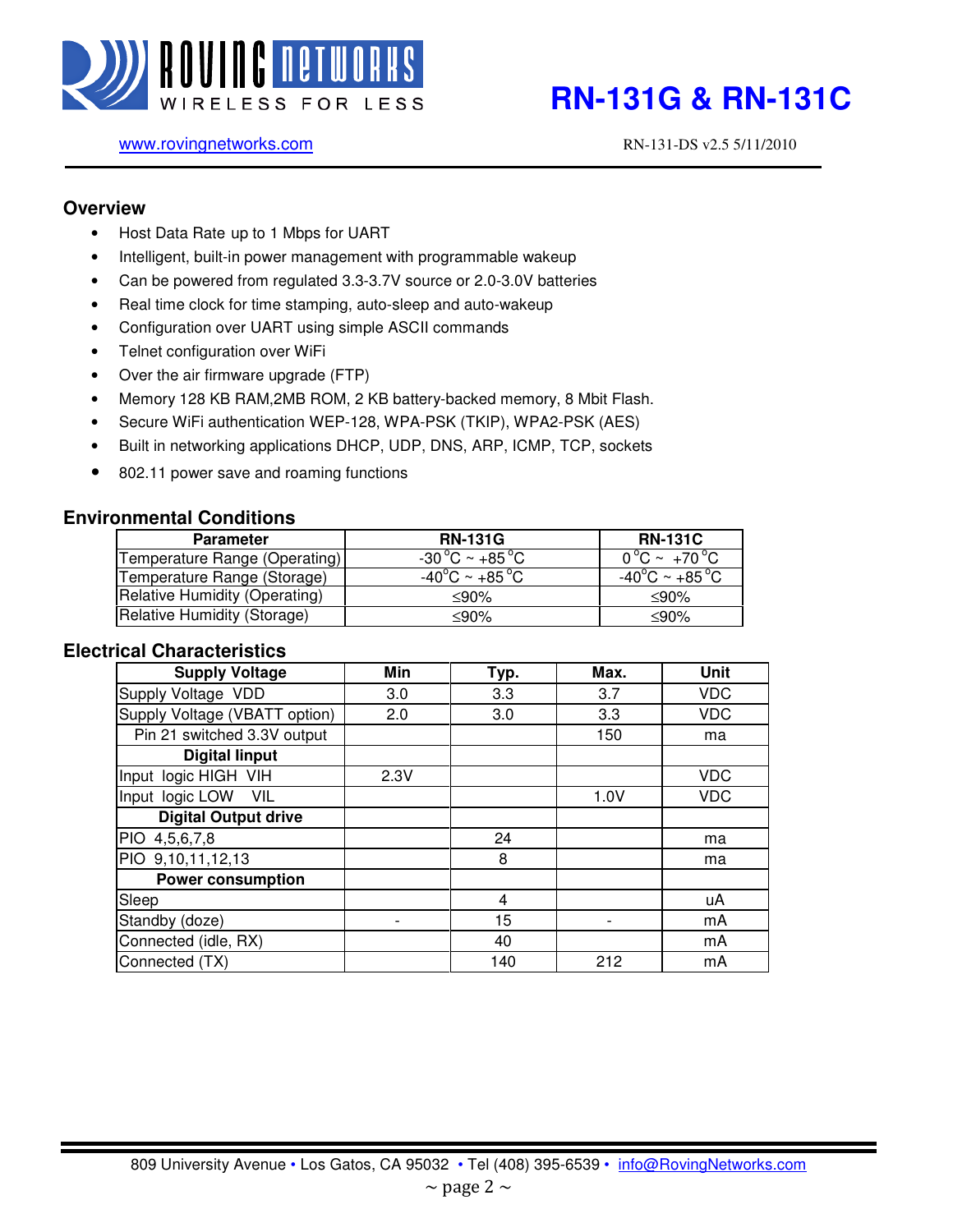# RN-131G & RN-131C

www.rovingnetworks.com RN-131-DS v2.5 5/11/2010

## Overview

- Host Data Rate up to 1 Mbps for UART
- Intelligent, built-in power management with programmable wakeup
- Can be powered from regulated 3.3-3.7V source or 2.0-3.0V batteries
- Real time clock for time stamping, auto-sleep and auto-wakeup
- Configuration over UART using simple ASCII commands
- Telnet configuration over WiFi
- Over the air firmware upgrade (FTP)
- Memory 128 KB RAM,2MB ROM, 2 KB battery-backed memory, 8 Mbit Flash.
- Secure WiFi authentication WEP-128, WPA-PSK (TKIP), WPA2-PSK (AES)
- Built in networking applications DHCP, UDP, DNS, ARP, ICMP, TCP, sockets
- 802.11 power save and roaming functions

## Environmental Conditions

| Parameter | RN-131G | RN-131C |
|---|---|---|
| Temperature Range (Operating) | -30 °C ~ +85 °C | 0 °C ~ +70 °C |
| Temperature Range (Storage) | -40°C ~ +85 °C | -40°C ~ +85 °C |
| Relative Humidity (Operating) | ≤90% | ≤90% |
| Relative Humidity (Storage) | ≤90% | ≤90% |

## Electrical Characteristics

| Supply Voltage | Min | Typ. | Max. | Unit |
|---|---|---|---|---|
| Supply Voltage VDD | 3.0 | 3.3 | 3.7 | VDC |
| Supply Voltage (VBATT option) | 2.0 | 3.0 | 3.3 | VDC |
| Pin 21 switched 3.3V output | | | 150 | ma |
| **Digital Iinput** | | | | |
| Input logic HIGH VIH | 2.3V | | | VDC |
| Input logic LOW VIL | | | 1.0V | VDC |
| **Digital Output drive** | | | | |
| PIO 4,5,6,7,8 | | 24 | | ma |
| PIO 9,10,11,12,13 | | 8 | | ma |
| **Power consumption** | | | | |
| Sleep | | 4 | | uA |
| Standby (doze) | - | 15 | - | mA |
| Connected (idle, RX) | | 40 | | mA |
| Connected (TX) | | 140 | 212 | mA |

809 University Avenue • Los Gatos, CA 95032 • Tel (408) 395-6539 • info@RovingNetworks.com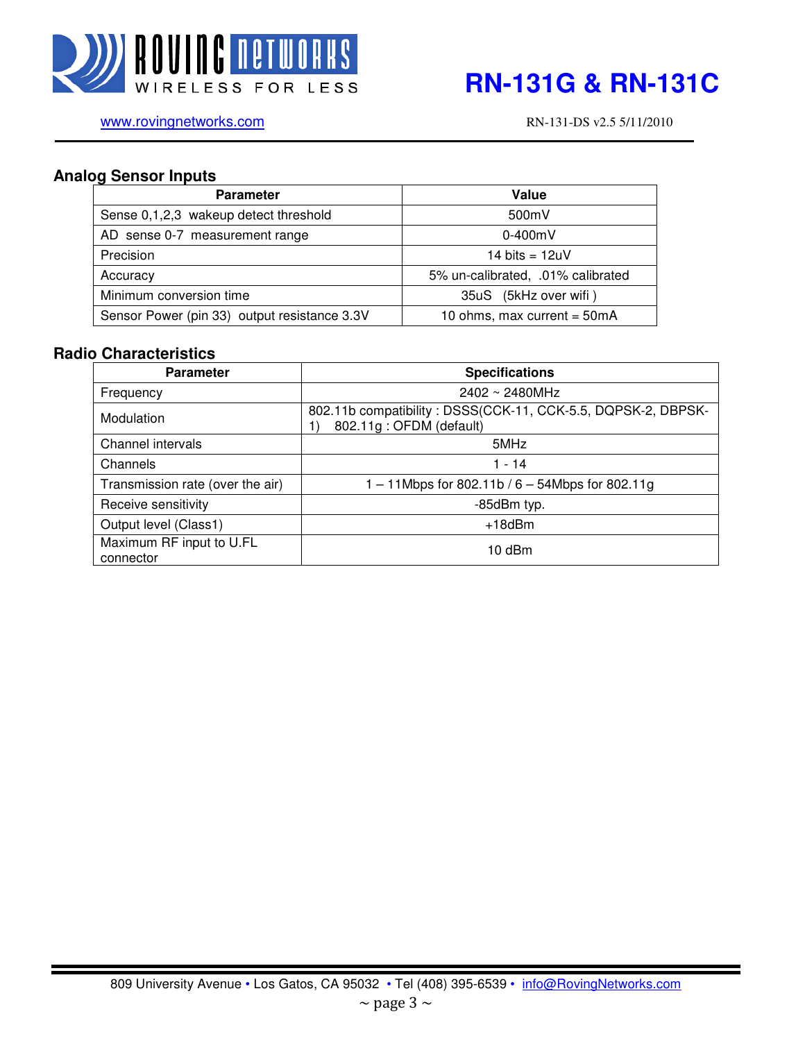## Analog Sensor Inputs

| Parameter | Value |
| --- | --- |
| Sense 0,1,2,3 wakeup detect threshold | 500mV |
| AD sense 0-7 measurement range | 0-400mV |
| Precision | 14 bits = 12uV |
| Accuracy | 5% un-calibrated, .01% calibrated |
| Minimum conversion time | 35uS (5kHz over wifi ) |
| Sensor Power (pin 33) output resistance 3.3V | 10 ohms, max current = 50mA |

## Radio Characteristics

| Parameter | Specifications |
| --- | --- |
| Frequency | 2402 ~ 2480MHz |
| Modulation | 802.11b compatibility : DSSS(CCK-11, CCK-5.5, DQPSK-2, DBPSK-1) 802.11g : OFDM (default) |
| Channel intervals | 5MHz |
| Channels | 1 - 14 |
| Transmission rate (over the air) | 1 – 11Mbps for 802.11b / 6 – 54Mbps for 802.11g |
| Receive sensitivity | -85dBm typ. |
| Output level (Class1) | +18dBm |
| Maximum RF input to U.FL connector | 10 dBm |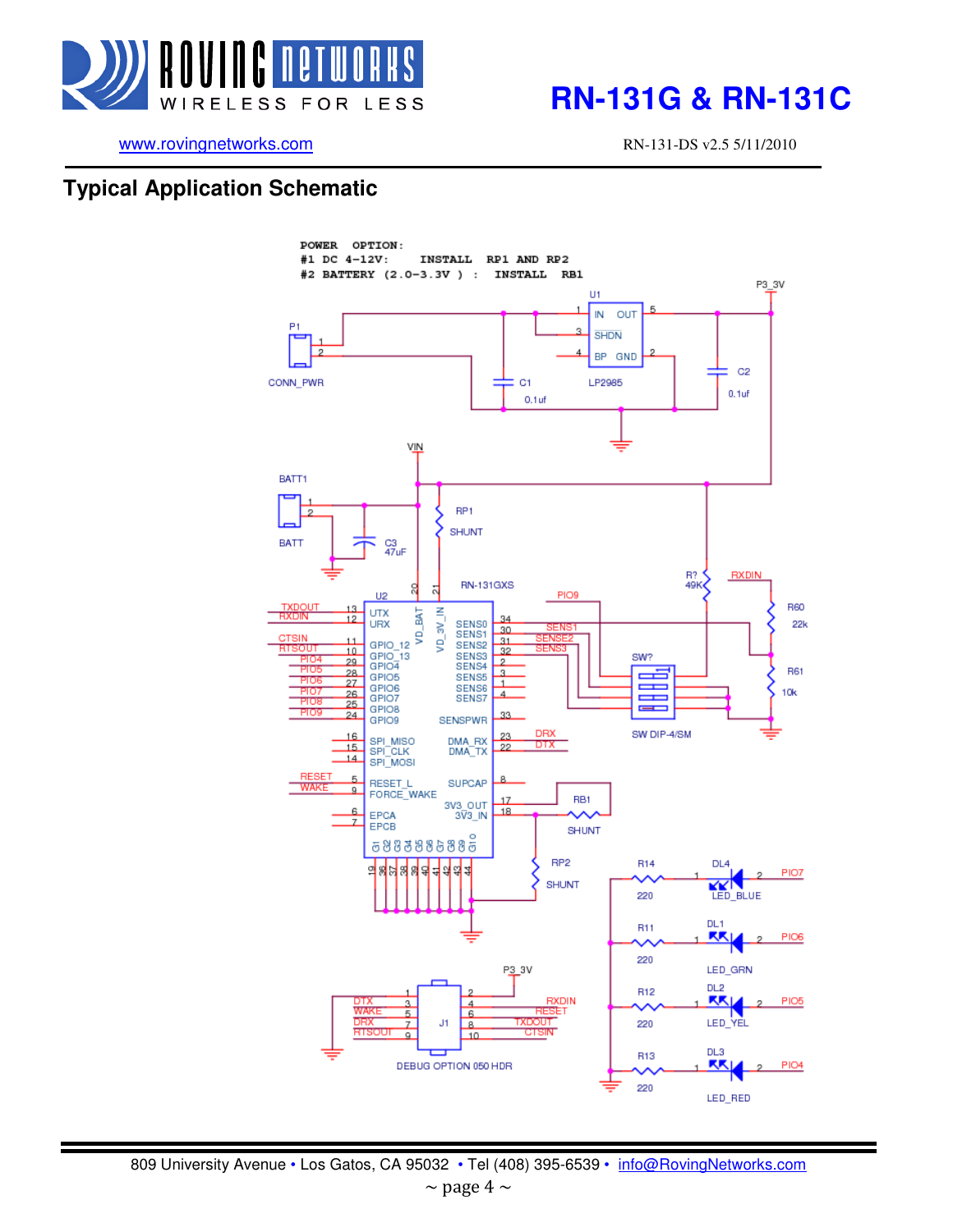## Typical Application Schematic

```
POWER OPTION:
#1 DC 4-12V:         INSTALL  RP1 AND RP2
#2 BATTERY (2.0-3.3V ) :  INSTALL  RB1
```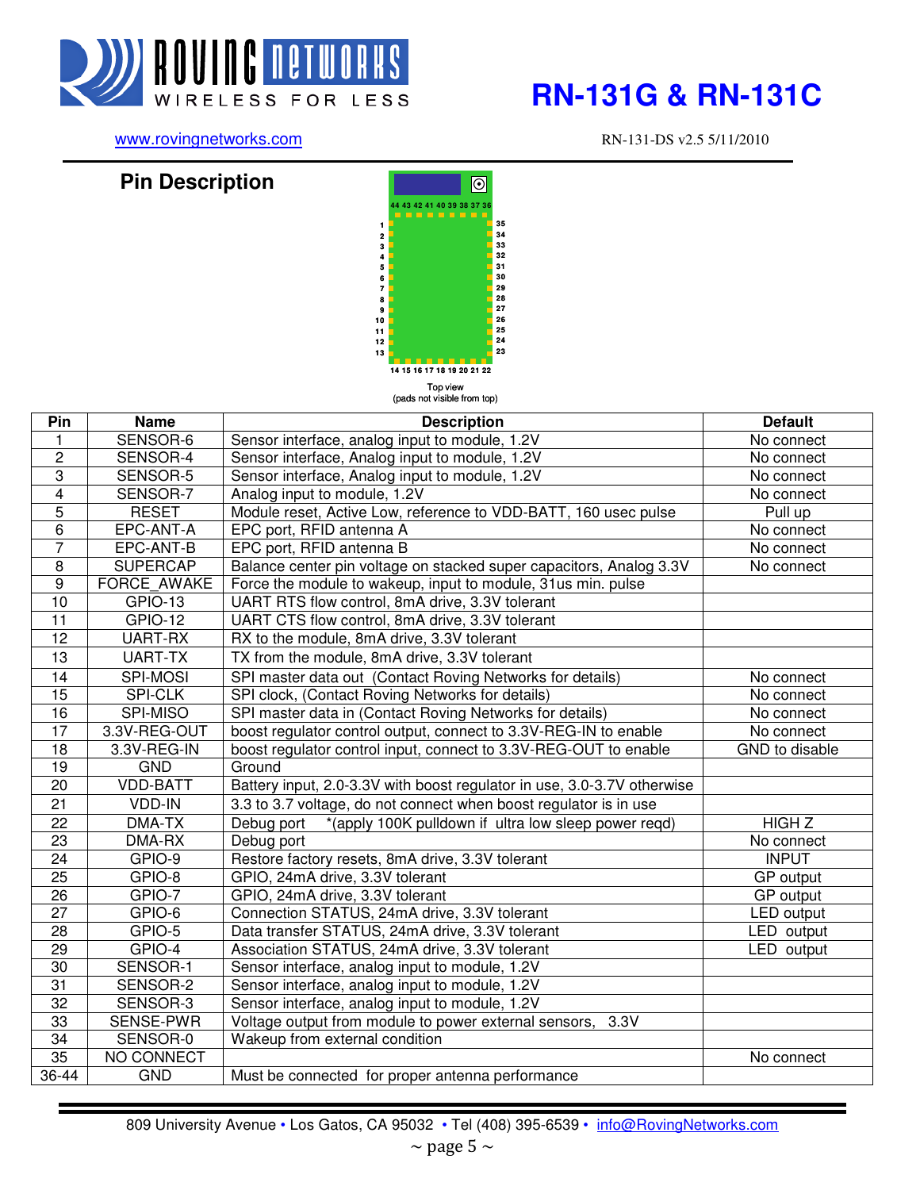## Pin Description

Top view
(pads not visible from top)

| Pin | Name | Description | Default |
|---|---|---|---|
| 1 | SENSOR-6 | Sensor interface, analog input to module, 1.2V | No connect |
| 2 | SENSOR-4 | Sensor interface, Analog input to module, 1.2V | No connect |
| 3 | SENSOR-5 | Sensor interface, Analog input to module, 1.2V | No connect |
| 4 | SENSOR-7 | Analog input to module, 1.2V | No connect |
| 5 | RESET | Module reset, Active Low, reference to VDD-BATT, 160 usec pulse | Pull up |
| 6 | EPC-ANT-A | EPC port, RFID antenna A | No connect |
| 7 | EPC-ANT-B | EPC port, RFID antenna B | No connect |
| 8 | SUPERCAP | Balance center pin voltage on stacked super capacitors, Analog 3.3V | No connect |
| 9 | FORCE_AWAKE | Force the module to wakeup, input to module, 31us min. pulse | |
| 10 | GPIO-13 | UART RTS flow control, 8mA drive, 3.3V tolerant | |
| 11 | GPIO-12 | UART CTS flow control, 8mA drive, 3.3V tolerant | |
| 12 | UART-RX | RX to the module, 8mA drive, 3.3V tolerant | |
| 13 | UART-TX | TX from the module, 8mA drive, 3.3V tolerant | |
| 14 | SPI-MOSI | SPI master data out (Contact Roving Networks for details) | No connect |
| 15 | SPI-CLK | SPI clock, (Contact Roving Networks for details) | No connect |
| 16 | SPI-MISO | SPI master data in (Contact Roving Networks for details) | No connect |
| 17 | 3.3V-REG-OUT | boost regulator control output, connect to 3.3V-REG-IN to enable | No connect |
| 18 | 3.3V-REG-IN | boost regulator control input, connect to 3.3V-REG-OUT to enable | GND to disable |
| 19 | GND | Ground | |
| 20 | VDD-BATT | Battery input, 2.0-3.3V with boost regulator in use, 3.0-3.7V otherwise | |
| 21 | VDD-IN | 3.3 to 3.7 voltage, do not connect when boost regulator is in use | |
| 22 | DMA-TX | Debug port *(apply 100K pulldown if ultra low sleep power reqd) | HIGH Z |
| 23 | DMA-RX | Debug port | No connect |
| 24 | GPIO-9 | Restore factory resets, 8mA drive, 3.3V tolerant | INPUT |
| 25 | GPIO-8 | GPIO, 24mA drive, 3.3V tolerant | GP output |
| 26 | GPIO-7 | GPIO, 24mA drive, 3.3V tolerant | GP output |
| 27 | GPIO-6 | Connection STATUS, 24mA drive, 3.3V tolerant | LED output |
| 28 | GPIO-5 | Data transfer STATUS, 24mA drive, 3.3V tolerant | LED output |
| 29 | GPIO-4 | Association STATUS, 24mA drive, 3.3V tolerant | LED output |
| 30 | SENSOR-1 | Sensor interface, analog input to module, 1.2V | |
| 31 | SENSOR-2 | Sensor interface, analog input to module, 1.2V | |
| 32 | SENSOR-3 | Sensor interface, analog input to module, 1.2V | |
| 33 | SENSE-PWR | Voltage output from module to power external sensors, 3.3V | |
| 34 | SENSOR-0 | Wakeup from external condition | |
| 35 | NO CONNECT | | No connect |
| 36-44 | GND | Must be connected for proper antenna performance | |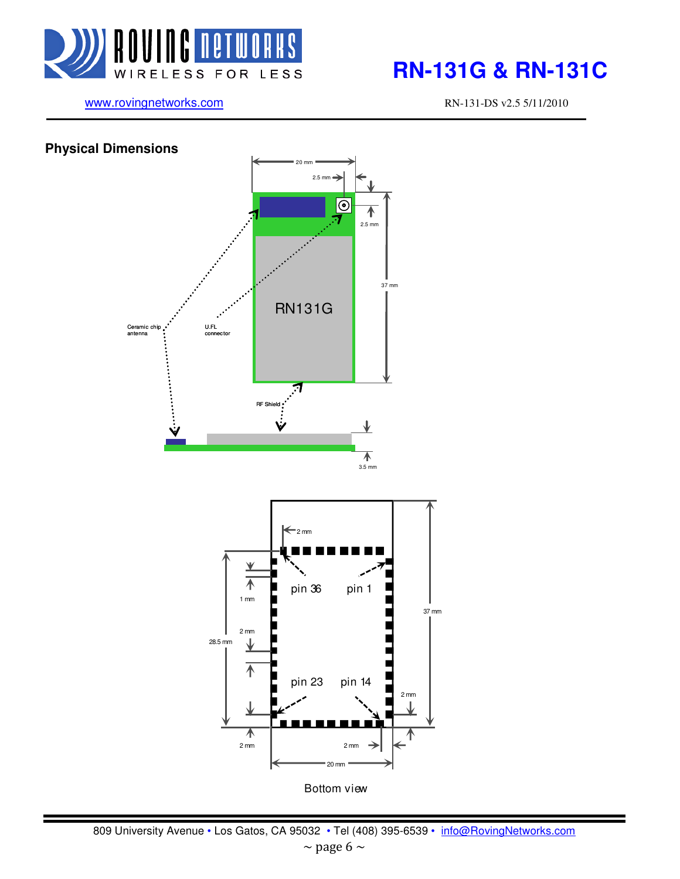## Physical Dimensions

20 mm

2.5 mm

2.5 mm

37 mm

RN131G

Ceramic chip antenna

U.FL connector

RF Shield

3.5 mm

2 mm

pin 36

pin 1

1 mm

37 mm

2 mm

28.5 mm

pin 23

pin 14

2 mm

2 mm

2 mm

20 mm

Bottom view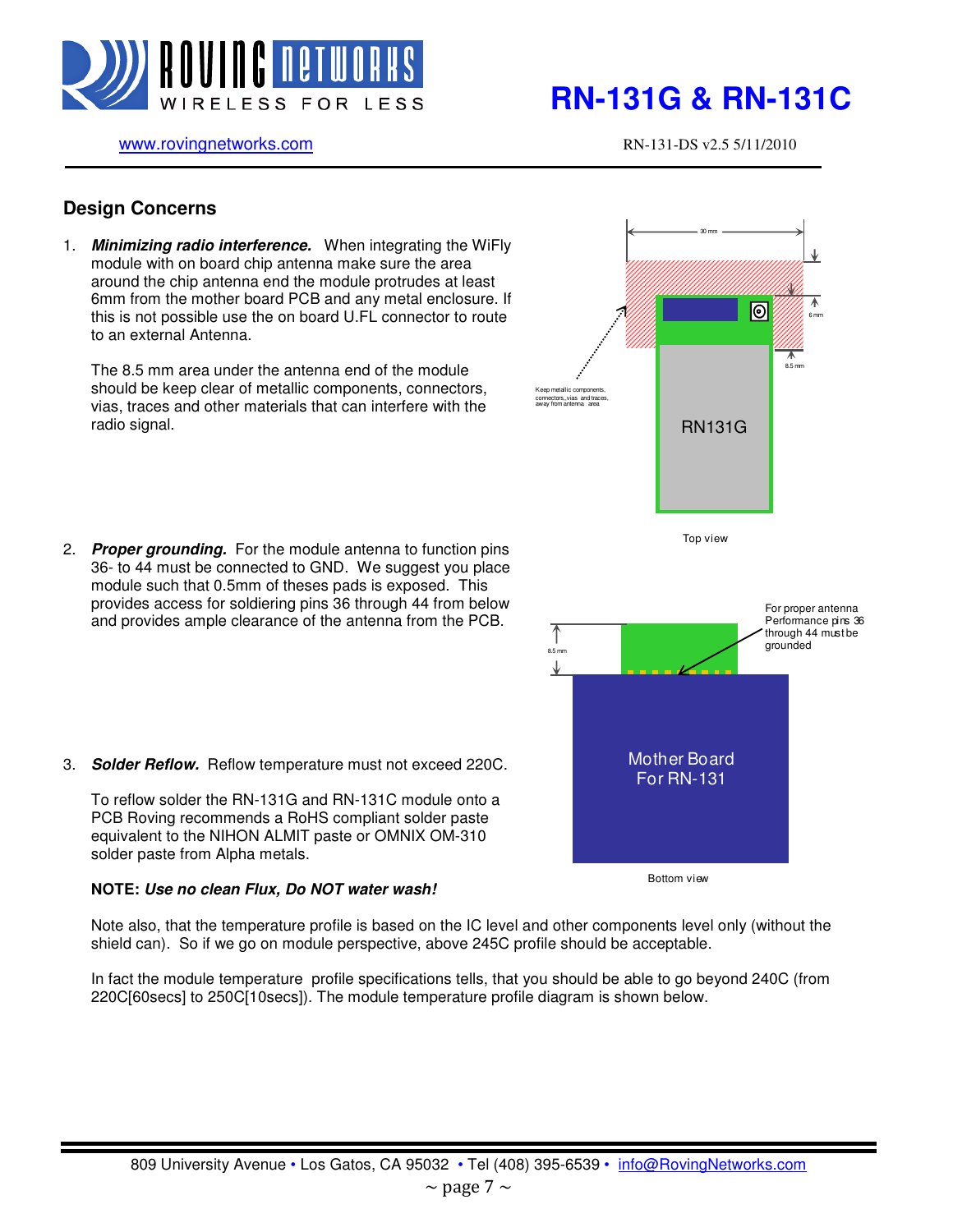## Design Concerns

1. ***Minimizing radio interference.*** When integrating the WiFly module with on board chip antenna make sure the area around the chip antenna end the module protrudes at least 6mm from the mother board PCB and any metal enclosure. If this is not possible use the on board U.FL connector to route to an external Antenna.

   The 8.5 mm area under the antenna end of the module should be keep clear of metallic components, connectors, vias, traces and other materials that can interfere with the radio signal.

   30 mm

   6 mm

   8.5 mm

   Keep metallic components, connectors, vias and traces, away from antenna area

   RN131G

   Top view

2. ***Proper grounding.*** For the module antenna to function pins 36- to 44 must be connected to GND. We suggest you place module such that 0.5mm of theses pads is exposed. This provides access for soldiering pins 36 through 44 from below and provides ample clearance of the antenna from the PCB.

   8.5 mm

   For proper antenna Performance pins 36 through 44 must be grounded

   Mother Board For RN-131

   Bottom view

3. ***Solder Reflow.*** Reflow temperature must not exceed 220C.

   To reflow solder the RN-131G and RN-131C module onto a PCB Roving recommends a RoHS compliant solder paste equivalent to the NIHON ALMIT paste or OMNIX OM-310 solder paste from Alpha metals.

   **NOTE: *Use no clean Flux, Do NOT water wash!***

   Note also, that the temperature profile is based on the IC level and other components level only (without the shield can). So if we go on module perspective, above 245C profile should be acceptable.

   In fact the module temperature profile specifications tells, that you should be able to go beyond 240C (from 220C[60secs] to 250C[10secs]). The module temperature profile diagram is shown below.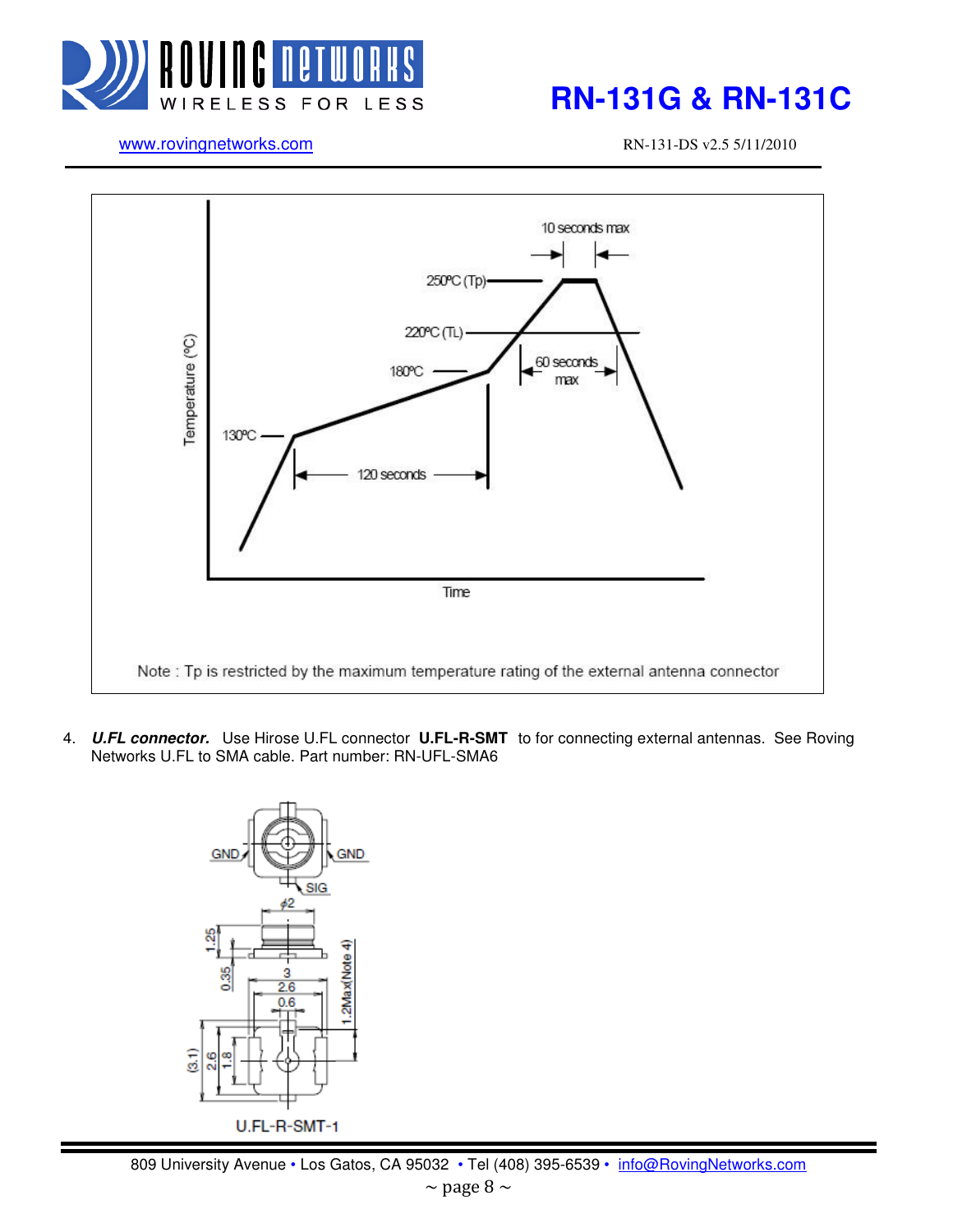Note : Tp is restricted by the maximum temperature rating of the external antenna connector

4. ***U.FL connector.*** Use Hirose U.FL connector **U.FL-R-SMT** to for connecting external antennas. See Roving Networks U.FL to SMA cable. Part number: RN-UFL-SMA6

U.FL-R-SMT-1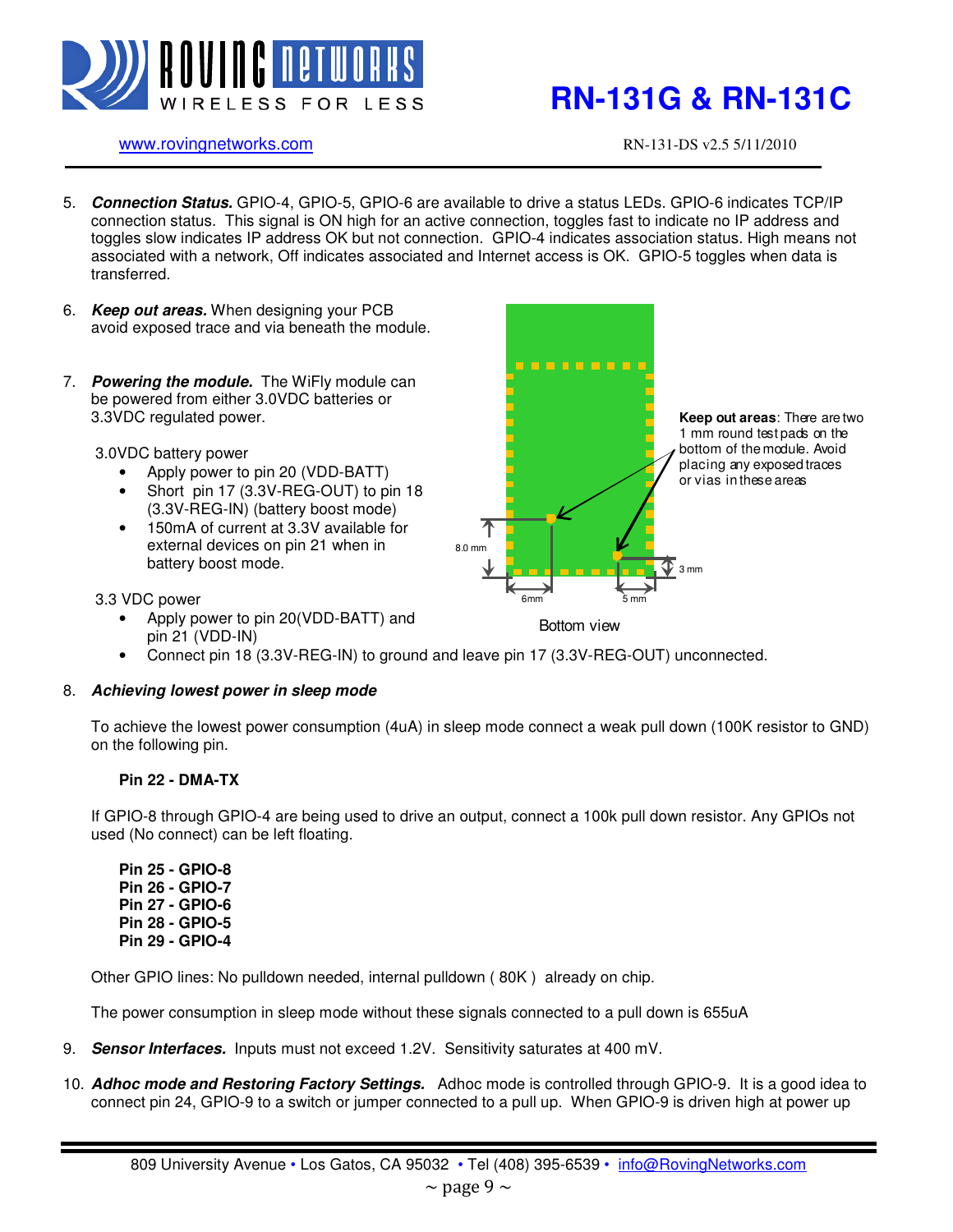5. ***Connection Status.*** GPIO-4, GPIO-5, GPIO-6 are available to drive a status LEDs. GPIO-6 indicates TCP/IP connection status. This signal is ON high for an active connection, toggles fast to indicate no IP address and toggles slow indicates IP address OK but not connection. GPIO-4 indicates association status. High means not associated with a network, Off indicates associated and Internet access is OK. GPIO-5 toggles when data is transferred.

6. ***Keep out areas.*** When designing your PCB avoid exposed trace and via beneath the module.

7. ***Powering the module.*** The WiFly module can be powered from either 3.0VDC batteries or 3.3VDC regulated power.

   3.0VDC battery power
   - Apply power to pin 20 (VDD-BATT)
   - Short pin 17 (3.3V-REG-OUT) to pin 18 (3.3V-REG-IN) (battery boost mode)
   - 150mA of current at 3.3V available for external devices on pin 21 when in battery boost mode.

   3.3 VDC power
   - Apply power to pin 20(VDD-BATT) and pin 21 (VDD-IN)
   - Connect pin 18 (3.3V-REG-IN) to ground and leave pin 17 (3.3V-REG-OUT) unconnected.

**Keep out areas**: There are two 1 mm round test pads on the bottom of the module. Avoid placing any exposed traces or vias in these areas

8.0 mm 6mm 5 mm 3 mm

Bottom view

8. ***Achieving lowest power in sleep mode***

   To achieve the lowest power consumption (4uA) in sleep mode connect a weak pull down (100K resistor to GND) on the following pin.

   **Pin 22 - DMA-TX**

   If GPIO-8 through GPIO-4 are being used to drive an output, connect a 100k pull down resistor. Any GPIOs not used (No connect) can be left floating.

   **Pin 25 - GPIO-8**
   **Pin 26 - GPIO-7**
   **Pin 27 - GPIO-6**
   **Pin 28 - GPIO-5**
   **Pin 29 - GPIO-4**

   Other GPIO lines: No pulldown needed, internal pulldown ( 80K ) already on chip.

   The power consumption in sleep mode without these signals connected to a pull down is 655uA

9. ***Sensor Interfaces.*** Inputs must not exceed 1.2V. Sensitivity saturates at 400 mV.

10. ***Adhoc mode and Restoring Factory Settings.*** Adhoc mode is controlled through GPIO-9. It is a good idea to connect pin 24, GPIO-9 to a switch or jumper connected to a pull up. When GPIO-9 is driven high at power up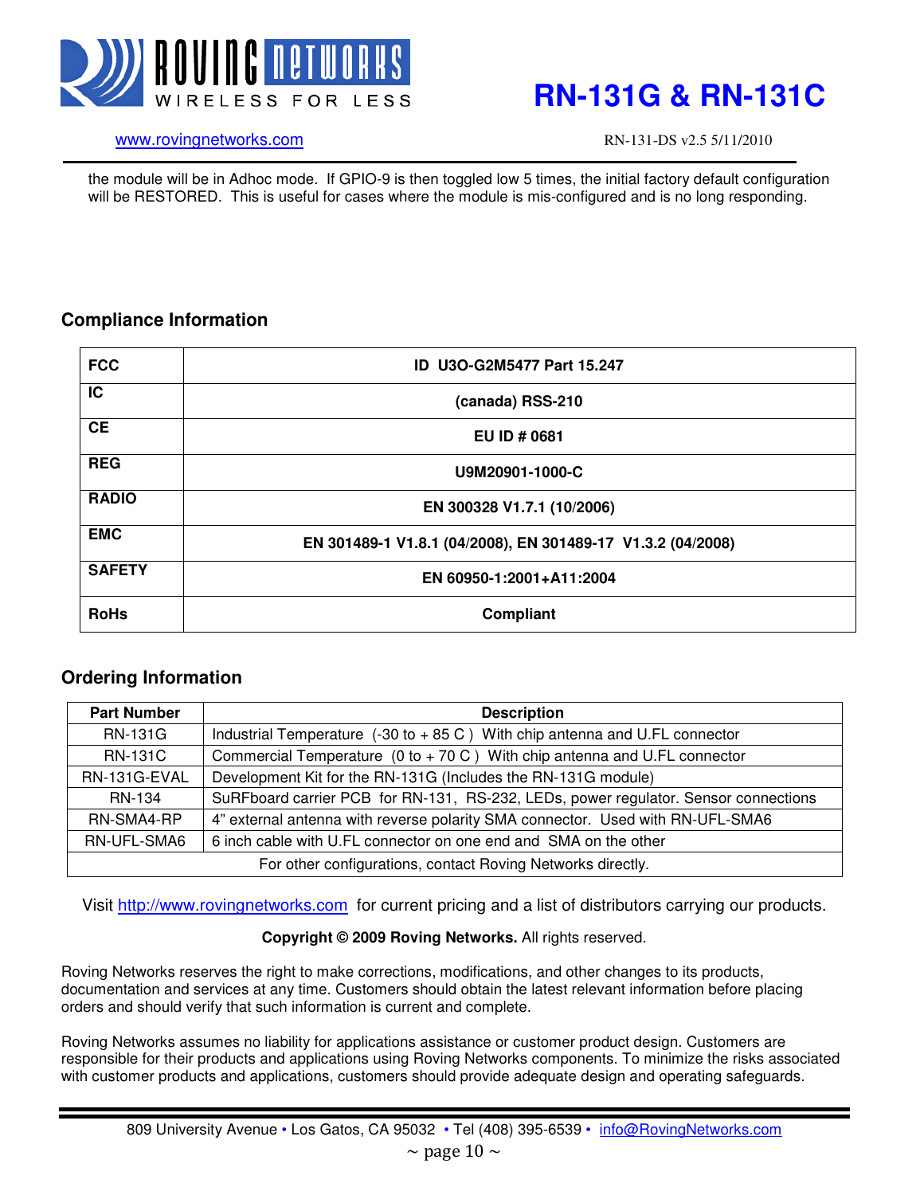the module will be in Adhoc mode. If GPIO-9 is then toggled low 5 times, the initial factory default configuration will be RESTORED. This is useful for cases where the module is mis-configured and is no long responding.

## Compliance Information

| | |
|---|---|
| **FCC** | **ID U3O-G2M5477 Part 15.247** |
| **IC** | **(canada) RSS-210** |
| **CE** | **EU ID # 0681** |
| **REG** | **U9M20901-1000-C** |
| **RADIO** | **EN 300328 V1.7.1 (10/2006)** |
| **EMC** | **EN 301489-1 V1.8.1 (04/2008), EN 301489-17 V1.3.2 (04/2008)** |
| **SAFETY** | **EN 60950-1:2001+A11:2004** |
| **RoHs** | **Compliant** |

## Ordering Information

| Part Number | Description |
|---|---|
| RN-131G | Industrial Temperature (-30 to + 85 C ) With chip antenna and U.FL connector |
| RN-131C | Commercial Temperature (0 to + 70 C ) With chip antenna and U.FL connector |
| RN-131G-EVAL | Development Kit for the RN-131G (Includes the RN-131G module) |
| RN-134 | SuRFboard carrier PCB for RN-131, RS-232, LEDs, power regulator. Sensor connections |
| RN-SMA4-RP | 4" external antenna with reverse polarity SMA connector. Used with RN-UFL-SMA6 |
| RN-UFL-SMA6 | 6 inch cable with U.FL connector on one end and SMA on the other |
| For other configurations, contact Roving Networks directly. | |

Visit http://www.rovingnetworks.com for current pricing and a list of distributors carrying our products.

**Copyright © 2009 Roving Networks.** All rights reserved.

Roving Networks reserves the right to make corrections, modifications, and other changes to its products, documentation and services at any time. Customers should obtain the latest relevant information before placing orders and should verify that such information is current and complete.

Roving Networks assumes no liability for applications assistance or customer product design. Customers are responsible for their products and applications using Roving Networks components. To minimize the risks associated with customer products and applications, customers should provide adequate design and operating safeguards.

809 University Avenue • Los Gatos, CA 95032 • Tel (408) 395-6539 • info@RovingNetworks.com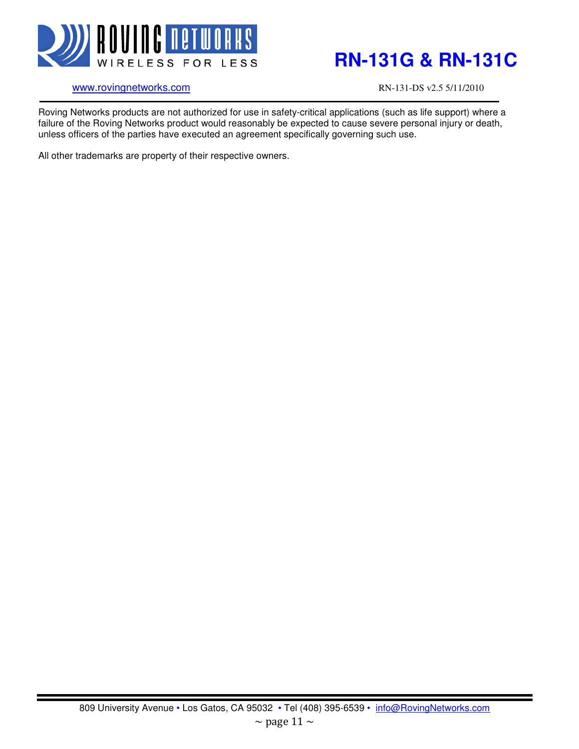Roving Networks products are not authorized for use in safety-critical applications (such as life support) where a failure of the Roving Networks product would reasonably be expected to cause severe personal injury or death, unless officers of the parties have executed an agreement specifically governing such use.

All other trademarks are property of their respective owners.